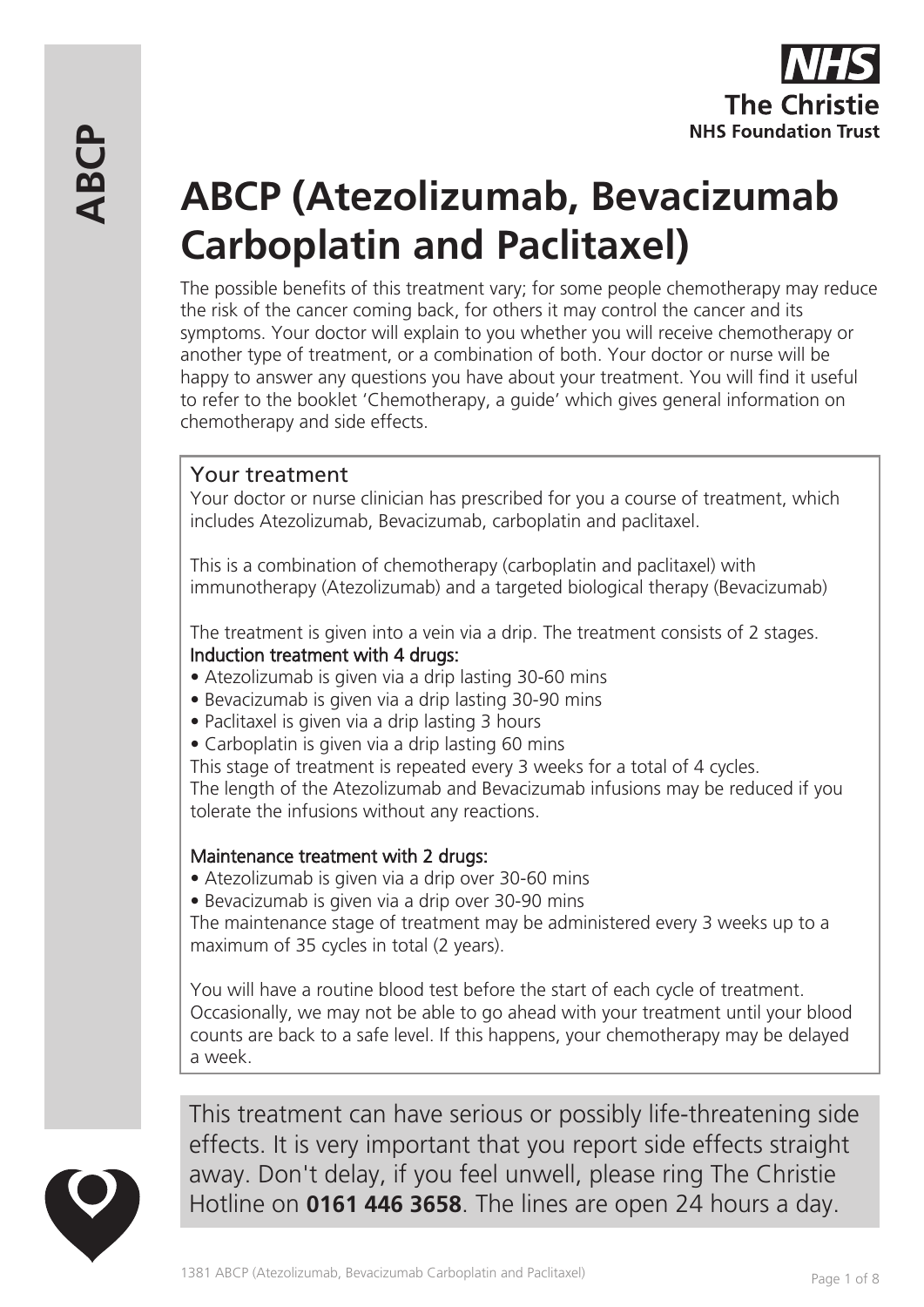# ABCP (Atezolizumab, Bevacizumab Carboplatin and Paclitaxel)

The possible benefits of this treatment vary; for some people chemotherapy may reduce the risk of the cancer coming back, for others it may control the cancer and its symptoms. Your doctor will explain to you whether you will receive chemotherapy or another type of treatment, or a combination of both. Your doctor or nurse will be happy to answer any questions you have about your treatment. You will find it useful to refer to the booklet 'Chemotherapy, a guide' which gives general information on chemotherapy and side effects.

## Your treatment

Your doctor or nurse clinician has prescribed for you a course of treatment, which includes Atezolizumab, Bevacizumab, carboplatin and paclitaxel.

This is a combination of chemotherapy (carboplatin and paclitaxel) with immunotherapy (Atezolizumab) and a targeted biological therapy (Bevacizumab)

The treatment is given into a vein via a drip. The treatment consists of 2 stages.

**Induction treatment with 4 drugs:**

- Atezolizumab is given via a drip lasting 30-60 mins
- Bevacizumab is given via a drip lasting 30-90 mins
- Paclitaxel is given via a drip lasting 3 hours
- Carboplatin is given via a drip lasting 60 mins

This stage of treatment is repeated every 3 weeks for a total of 4 cycles.
The length of the Atezolizumab and Bevacizumab infusions may be reduced if you tolerate the infusions without any reactions.

**Maintenance treatment with 2 drugs:**

- Atezolizumab is given via a drip over 30-60 mins
- Bevacizumab is given via a drip over 30-90 mins

The maintenance stage of treatment may be administered every 3 weeks up to a maximum of 35 cycles in total (2 years).

You will have a routine blood test before the start of each cycle of treatment. Occasionally, we may not be able to go ahead with your treatment until your blood counts are back to a safe level. If this happens, your chemotherapy may be delayed a week.

This treatment can have serious or possibly life-threatening side effects. It is very important that you report side effects straight away. Don't delay, if you feel unwell, please ring The Christie Hotline on **0161 446 3658**. The lines are open 24 hours a day.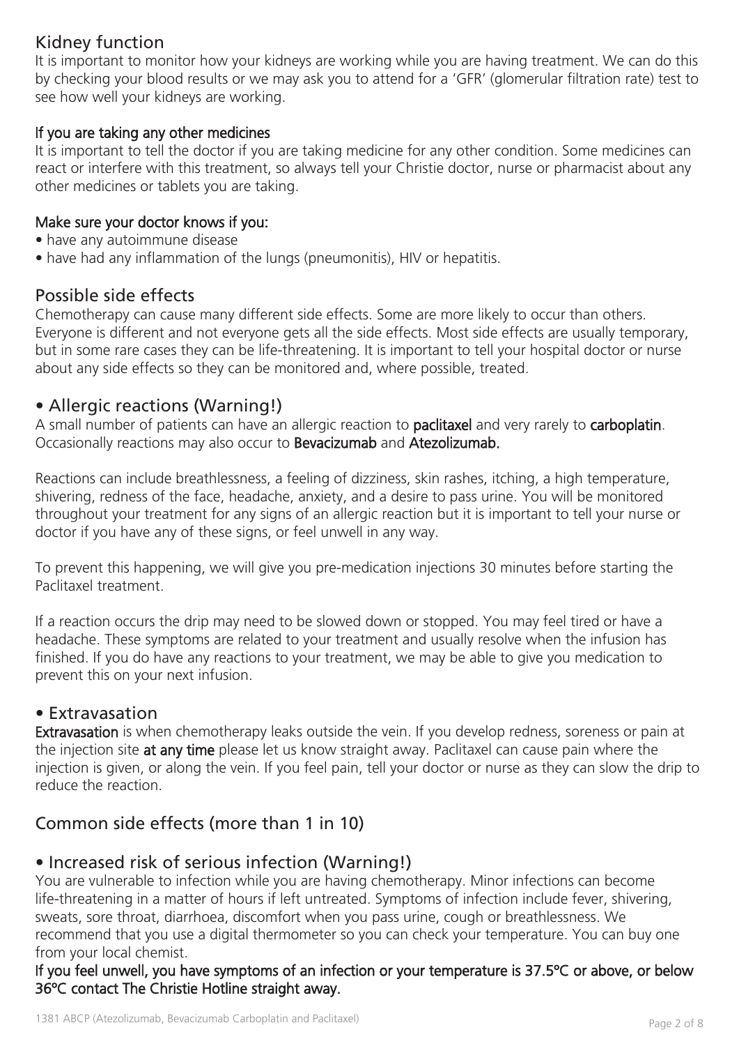## Kidney function

It is important to monitor how your kidneys are working while you are having treatment. We can do this by checking your blood results or we may ask you to attend for a 'GFR' (glomerular filtration rate) test to see how well your kidneys are working.

### If you are taking any other medicines

It is important to tell the doctor if you are taking medicine for any other condition. Some medicines can react or interfere with this treatment, so always tell your Christie doctor, nurse or pharmacist about any other medicines or tablets you are taking.

### Make sure your doctor knows if you:

- have any autoimmune disease
- have had any inflammation of the lungs (pneumonitis), HIV or hepatitis.

## Possible side effects

Chemotherapy can cause many different side effects. Some are more likely to occur than others. Everyone is different and not everyone gets all the side effects. Most side effects are usually temporary, but in some rare cases they can be life-threatening. It is important to tell your hospital doctor or nurse about any side effects so they can be monitored and, where possible, treated.

## • Allergic reactions (Warning!)

A small number of patients can have an allergic reaction to **paclitaxel** and very rarely to **carboplatin**. Occasionally reactions may also occur to **Bevacizumab** and **Atezolizumab.**

Reactions can include breathlessness, a feeling of dizziness, skin rashes, itching, a high temperature, shivering, redness of the face, headache, anxiety, and a desire to pass urine. You will be monitored throughout your treatment for any signs of an allergic reaction but it is important to tell your nurse or doctor if you have any of these signs, or feel unwell in any way.

To prevent this happening, we will give you pre-medication injections 30 minutes before starting the Paclitaxel treatment.

If a reaction occurs the drip may need to be slowed down or stopped. You may feel tired or have a headache. These symptoms are related to your treatment and usually resolve when the infusion has finished. If you do have any reactions to your treatment, we may be able to give you medication to prevent this on your next infusion.

## • Extravasation

**Extravasation** is when chemotherapy leaks outside the vein. If you develop redness, soreness or pain at the injection site **at any time** please let us know straight away. Paclitaxel can cause pain where the injection is given, or along the vein. If you feel pain, tell your doctor or nurse as they can slow the drip to reduce the reaction.

## Common side effects (more than 1 in 10)

## • Increased risk of serious infection (Warning!)

You are vulnerable to infection while you are having chemotherapy. Minor infections can become life-threatening in a matter of hours if left untreated. Symptoms of infection include fever, shivering, sweats, sore throat, diarrhoea, discomfort when you pass urine, cough or breathlessness. We recommend that you use a digital thermometer so you can check your temperature. You can buy one from your local chemist.

**If you feel unwell, you have symptoms of an infection or your temperature is 37.5ºC or above, or below 36ºC contact The Christie Hotline straight away.**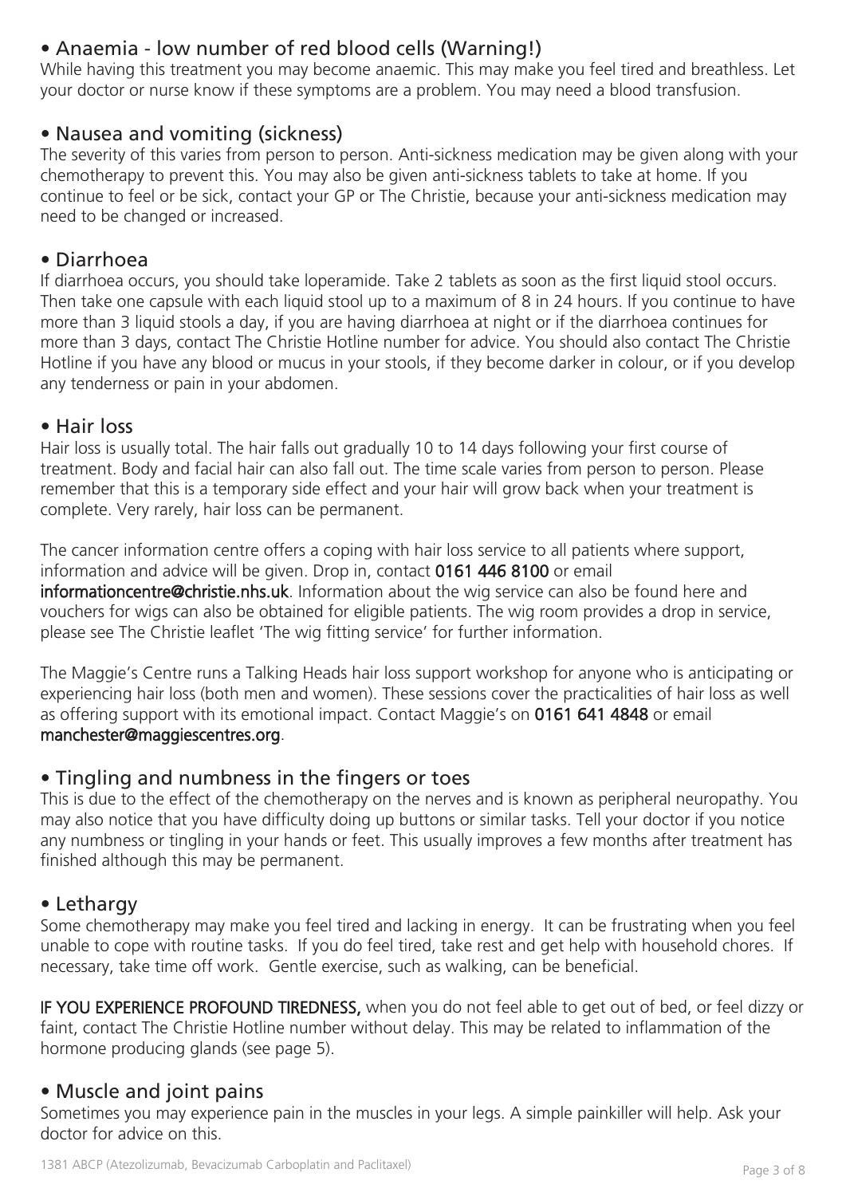## • Anaemia - low number of red blood cells (Warning!)

While having this treatment you may become anaemic. This may make you feel tired and breathless. Let your doctor or nurse know if these symptoms are a problem. You may need a blood transfusion.

## • Nausea and vomiting (sickness)

The severity of this varies from person to person. Anti-sickness medication may be given along with your chemotherapy to prevent this. You may also be given anti-sickness tablets to take at home. If you continue to feel or be sick, contact your GP or The Christie, because your anti-sickness medication may need to be changed or increased.

## • Diarrhoea

If diarrhoea occurs, you should take loperamide. Take 2 tablets as soon as the first liquid stool occurs. Then take one capsule with each liquid stool up to a maximum of 8 in 24 hours. If you continue to have more than 3 liquid stools a day, if you are having diarrhoea at night or if the diarrhoea continues for more than 3 days, contact The Christie Hotline number for advice. You should also contact The Christie Hotline if you have any blood or mucus in your stools, if they become darker in colour, or if you develop any tenderness or pain in your abdomen.

## • Hair loss

Hair loss is usually total. The hair falls out gradually 10 to 14 days following your first course of treatment. Body and facial hair can also fall out. The time scale varies from person to person. Please remember that this is a temporary side effect and your hair will grow back when your treatment is complete. Very rarely, hair loss can be permanent.

The cancer information centre offers a coping with hair loss service to all patients where support, information and advice will be given. Drop in, contact **0161 446 8100** or email **informationcentre@christie.nhs.uk**. Information about the wig service can also be found here and vouchers for wigs can also be obtained for eligible patients. The wig room provides a drop in service, please see The Christie leaflet 'The wig fitting service' for further information.

The Maggie's Centre runs a Talking Heads hair loss support workshop for anyone who is anticipating or experiencing hair loss (both men and women). These sessions cover the practicalities of hair loss as well as offering support with its emotional impact. Contact Maggie's on **0161 641 4848** or email **manchester@maggiescentres.org**.

## • Tingling and numbness in the fingers or toes

This is due to the effect of the chemotherapy on the nerves and is known as peripheral neuropathy. You may also notice that you have difficulty doing up buttons or similar tasks. Tell your doctor if you notice any numbness or tingling in your hands or feet. This usually improves a few months after treatment has finished although this may be permanent.

## • Lethargy

Some chemotherapy may make you feel tired and lacking in energy. It can be frustrating when you feel unable to cope with routine tasks. If you do feel tired, take rest and get help with household chores. If necessary, take time off work. Gentle exercise, such as walking, can be beneficial.

**IF YOU EXPERIENCE PROFOUND TIREDNESS,** when you do not feel able to get out of bed, or feel dizzy or faint, contact The Christie Hotline number without delay. This may be related to inflammation of the hormone producing glands (see page 5).

## • Muscle and joint pains

Sometimes you may experience pain in the muscles in your legs. A simple painkiller will help. Ask your doctor for advice on this.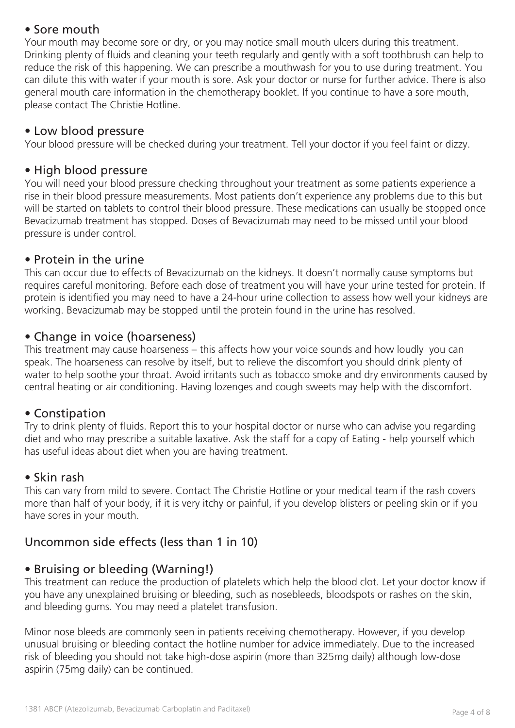## • Sore mouth

Your mouth may become sore or dry, or you may notice small mouth ulcers during this treatment. Drinking plenty of fluids and cleaning your teeth regularly and gently with a soft toothbrush can help to reduce the risk of this happening. We can prescribe a mouthwash for you to use during treatment. You can dilute this with water if your mouth is sore. Ask your doctor or nurse for further advice. There is also general mouth care information in the chemotherapy booklet. If you continue to have a sore mouth, please contact The Christie Hotline.

## • Low blood pressure

Your blood pressure will be checked during your treatment. Tell your doctor if you feel faint or dizzy.

## • High blood pressure

You will need your blood pressure checking throughout your treatment as some patients experience a rise in their blood pressure measurements. Most patients don't experience any problems due to this but will be started on tablets to control their blood pressure. These medications can usually be stopped once Bevacizumab treatment has stopped. Doses of Bevacizumab may need to be missed until your blood pressure is under control.

## • Protein in the urine

This can occur due to effects of Bevacizumab on the kidneys. It doesn't normally cause symptoms but requires careful monitoring. Before each dose of treatment you will have your urine tested for protein. If protein is identified you may need to have a 24-hour urine collection to assess how well your kidneys are working. Bevacizumab may be stopped until the protein found in the urine has resolved.

## • Change in voice (hoarseness)

This treatment may cause hoarseness – this affects how your voice sounds and how loudly you can speak. The hoarseness can resolve by itself, but to relieve the discomfort you should drink plenty of water to help soothe your throat. Avoid irritants such as tobacco smoke and dry environments caused by central heating or air conditioning. Having lozenges and cough sweets may help with the discomfort.

## • Constipation

Try to drink plenty of fluids. Report this to your hospital doctor or nurse who can advise you regarding diet and who may prescribe a suitable laxative. Ask the staff for a copy of Eating - help yourself which has useful ideas about diet when you are having treatment.

## • Skin rash

This can vary from mild to severe. Contact The Christie Hotline or your medical team if the rash covers more than half of your body, if it is very itchy or painful, if you develop blisters or peeling skin or if you have sores in your mouth.

# Uncommon side effects (less than 1 in 10)

## • Bruising or bleeding (Warning!)

This treatment can reduce the production of platelets which help the blood clot. Let your doctor know if you have any unexplained bruising or bleeding, such as nosebleeds, bloodspots or rashes on the skin, and bleeding gums. You may need a platelet transfusion.

Minor nose bleeds are commonly seen in patients receiving chemotherapy. However, if you develop unusual bruising or bleeding contact the hotline number for advice immediately. Due to the increased risk of bleeding you should not take high-dose aspirin (more than 325mg daily) although low-dose aspirin (75mg daily) can be continued.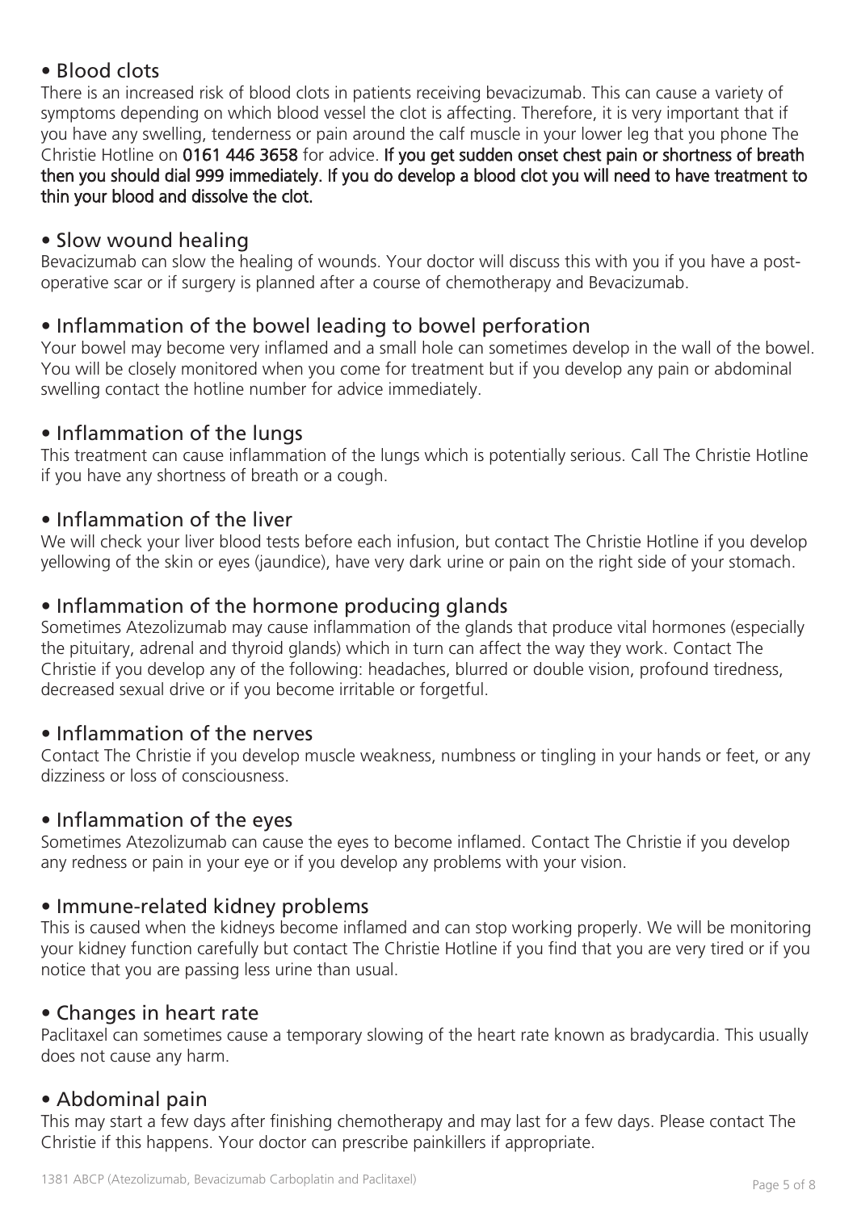## • Blood clots

There is an increased risk of blood clots in patients receiving bevacizumab. This can cause a variety of symptoms depending on which blood vessel the clot is affecting. Therefore, it is very important that if you have any swelling, tenderness or pain around the calf muscle in your lower leg that you phone The Christie Hotline on **0161 446 3658** for advice. **If you get sudden onset chest pain or shortness of breath then you should dial 999 immediately. If you do develop a blood clot you will need to have treatment to thin your blood and dissolve the clot.**

## • Slow wound healing

Bevacizumab can slow the healing of wounds. Your doctor will discuss this with you if you have a post-operative scar or if surgery is planned after a course of chemotherapy and Bevacizumab.

## • Inflammation of the bowel leading to bowel perforation

Your bowel may become very inflamed and a small hole can sometimes develop in the wall of the bowel. You will be closely monitored when you come for treatment but if you develop any pain or abdominal swelling contact the hotline number for advice immediately.

## • Inflammation of the lungs

This treatment can cause inflammation of the lungs which is potentially serious. Call The Christie Hotline if you have any shortness of breath or a cough.

## • Inflammation of the liver

We will check your liver blood tests before each infusion, but contact The Christie Hotline if you develop yellowing of the skin or eyes (jaundice), have very dark urine or pain on the right side of your stomach.

## • Inflammation of the hormone producing glands

Sometimes Atezolizumab may cause inflammation of the glands that produce vital hormones (especially the pituitary, adrenal and thyroid glands) which in turn can affect the way they work. Contact The Christie if you develop any of the following: headaches, blurred or double vision, profound tiredness, decreased sexual drive or if you become irritable or forgetful.

## • Inflammation of the nerves

Contact The Christie if you develop muscle weakness, numbness or tingling in your hands or feet, or any dizziness or loss of consciousness.

## • Inflammation of the eyes

Sometimes Atezolizumab can cause the eyes to become inflamed. Contact The Christie if you develop any redness or pain in your eye or if you develop any problems with your vision.

## • Immune-related kidney problems

This is caused when the kidneys become inflamed and can stop working properly. We will be monitoring your kidney function carefully but contact The Christie Hotline if you find that you are very tired or if you notice that you are passing less urine than usual.

## • Changes in heart rate

Paclitaxel can sometimes cause a temporary slowing of the heart rate known as bradycardia. This usually does not cause any harm.

## • Abdominal pain

This may start a few days after finishing chemotherapy and may last for a few days. Please contact The Christie if this happens. Your doctor can prescribe painkillers if appropriate.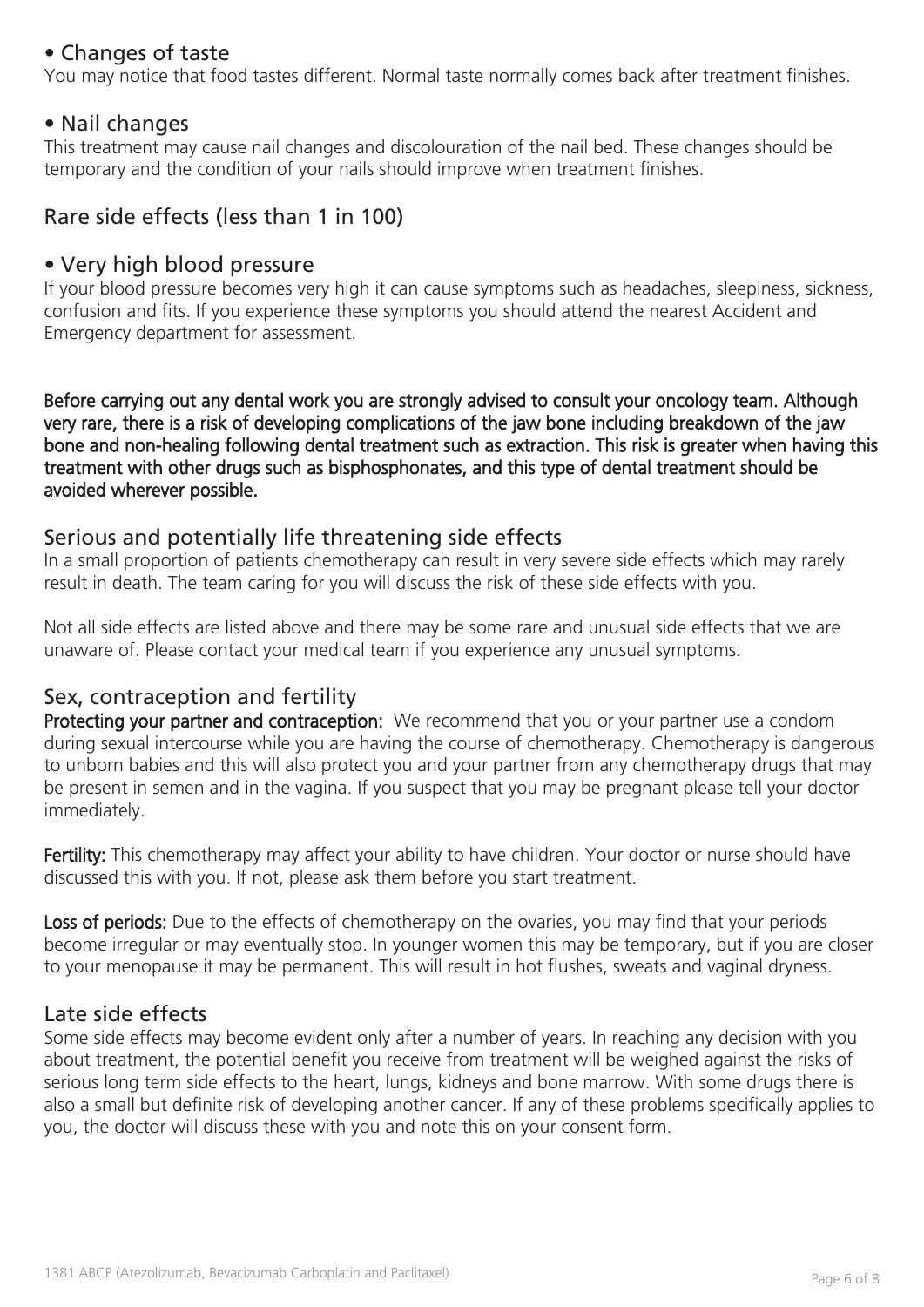### • Changes of taste

You may notice that food tastes different. Normal taste normally comes back after treatment finishes.

### • Nail changes

This treatment may cause nail changes and discolouration of the nail bed. These changes should be temporary and the condition of your nails should improve when treatment finishes.

## Rare side effects (less than 1 in 100)

### • Very high blood pressure

If your blood pressure becomes very high it can cause symptoms such as headaches, sleepiness, sickness, confusion and fits. If you experience these symptoms you should attend the nearest Accident and Emergency department for assessment.

**Before carrying out any dental work you are strongly advised to consult your oncology team. Although very rare, there is a risk of developing complications of the jaw bone including breakdown of the jaw bone and non-healing following dental treatment such as extraction. This risk is greater when having this treatment with other drugs such as bisphosphonates, and this type of dental treatment should be avoided wherever possible.**

## Serious and potentially life threatening side effects

In a small proportion of patients chemotherapy can result in very severe side effects which may rarely result in death. The team caring for you will discuss the risk of these side effects with you.

Not all side effects are listed above and there may be some rare and unusual side effects that we are unaware of. Please contact your medical team if you experience any unusual symptoms.

## Sex, contraception and fertility

**Protecting your partner and contraception:** We recommend that you or your partner use a condom during sexual intercourse while you are having the course of chemotherapy. Chemotherapy is dangerous to unborn babies and this will also protect you and your partner from any chemotherapy drugs that may be present in semen and in the vagina. If you suspect that you may be pregnant please tell your doctor immediately.

**Fertility:** This chemotherapy may affect your ability to have children. Your doctor or nurse should have discussed this with you. If not, please ask them before you start treatment.

**Loss of periods:** Due to the effects of chemotherapy on the ovaries, you may find that your periods become irregular or may eventually stop. In younger women this may be temporary, but if you are closer to your menopause it may be permanent. This will result in hot flushes, sweats and vaginal dryness.

## Late side effects

Some side effects may become evident only after a number of years. In reaching any decision with you about treatment, the potential benefit you receive from treatment will be weighed against the risks of serious long term side effects to the heart, lungs, kidneys and bone marrow. With some drugs there is also a small but definite risk of developing another cancer. If any of these problems specifically applies to you, the doctor will discuss these with you and note this on your consent form.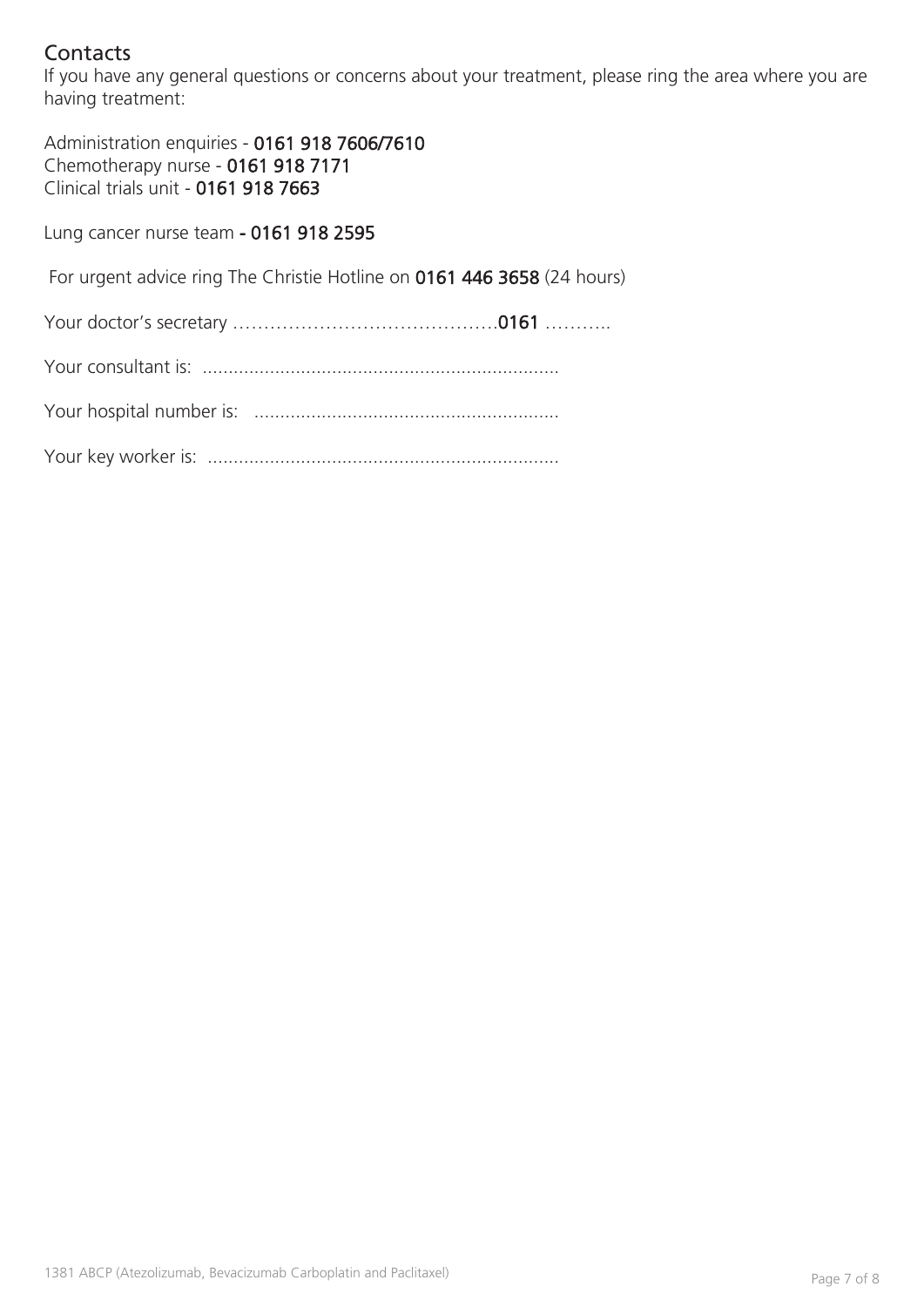## Contacts

If you have any general questions or concerns about your treatment, please ring the area where you are having treatment:

Administration enquiries - **0161 918 7606/7610**
Chemotherapy nurse - **0161 918 7171**
Clinical trials unit - **0161 918 7663**

Lung cancer nurse team **- 0161 918 2595**

For urgent advice ring The Christie Hotline on **0161 446 3658** (24 hours)

Your doctor's secretary …………………………………….**0161** ………..

Your consultant is: ....................................................................

Your hospital number is: ...........................................................

Your key worker is: ....................................................................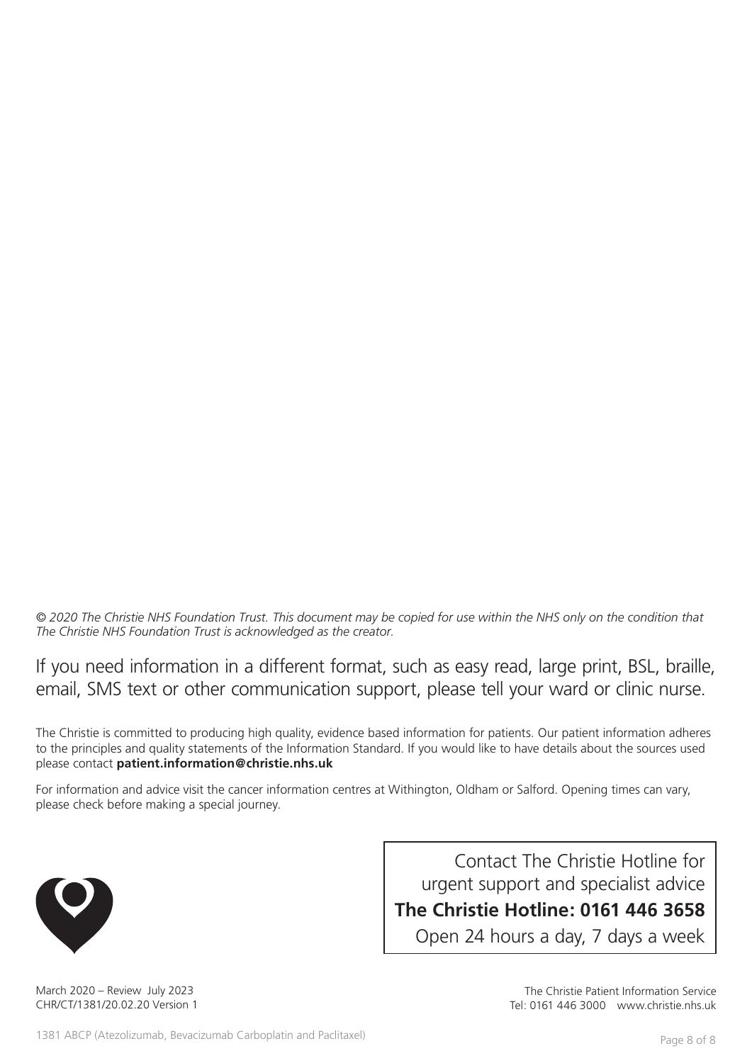*© 2020 The Christie NHS Foundation Trust. This document may be copied for use within the NHS only on the condition that The Christie NHS Foundation Trust is acknowledged as the creator.*

If you need information in a different format, such as easy read, large print, BSL, braille, email, SMS text or other communication support, please tell your ward or clinic nurse.

The Christie is committed to producing high quality, evidence based information for patients. Our patient information adheres to the principles and quality statements of the Information Standard. If you would like to have details about the sources used please contact **patient.information@christie.nhs.uk**

For information and advice visit the cancer information centres at Withington, Oldham or Salford. Opening times can vary, please check before making a special journey.

Contact The Christie Hotline for urgent support and specialist advice

**The Christie Hotline: 0161 446 3658**

Open 24 hours a day, 7 days a week

March 2020 – Review July 2023
CHR/CT/1381/20.02.20 Version 1

The Christie Patient Information Service
Tel: 0161 446 3000 www.christie.nhs.uk